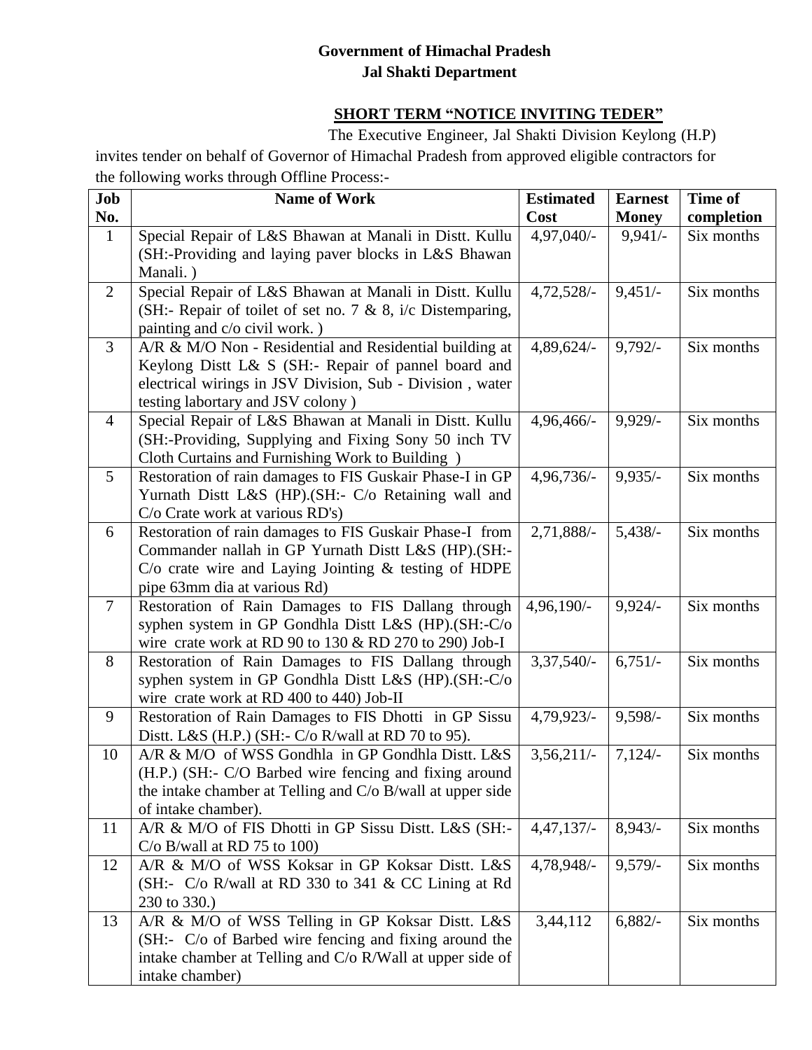**Government of Himachal Pradesh**
**Jal Shakti Department**

**SHORT TERM "NOTICE INVITING TEDER"**

The Executive Engineer, Jal Shakti Division Keylong (H.P) invites tender on behalf of Governor of Himachal Pradesh from approved eligible contractors for the following works through Offline Process:-

| Job No. | Name of Work | Estimated Cost | Earnest Money | Time of completion |
|---|---|---|---|---|
| 1 | Special Repair of L&S Bhawan at Manali in Distt. Kullu (SH:-Providing and laying paver blocks in L&S Bhawan Manali. ) | 4,97,040/- | 9,941/- | Six months |
| 2 | Special Repair of L&S Bhawan at Manali in Distt. Kullu (SH:- Repair of toilet of set no. 7 & 8, i/c Distemparing, painting and c/o civil work. ) | 4,72,528/- | 9,451/- | Six months |
| 3 | A/R & M/O Non - Residential and Residential building at Keylong Distt L& S (SH:- Repair of pannel board and electrical wirings in JSV Division, Sub - Division , water testing labortary and JSV colony ) | 4,89,624/- | 9,792/- | Six months |
| 4 | Special Repair of L&S Bhawan at Manali in Distt. Kullu (SH:-Providing, Supplying and Fixing Sony 50 inch TV Cloth Curtains and Furnishing Work to Building ) | 4,96,466/- | 9,929/- | Six months |
| 5 | Restoration of rain damages to FIS Guskair Phase-I in GP Yurnath Distt L&S (HP).(SH:- C/o Retaining wall and C/o Crate work at various RD's) | 4,96,736/- | 9,935/- | Six months |
| 6 | Restoration of rain damages to FIS Guskair Phase-I from Commander nallah in GP Yurnath Distt L&S (HP).(SH:- C/o crate wire and Laying Jointing & testing of HDPE pipe 63mm dia at various Rd) | 2,71,888/- | 5,438/- | Six months |
| 7 | Restoration of Rain Damages to FIS Dallang through syphen system in GP Gondhla Distt L&S (HP).(SH:-C/o wire crate work at RD 90 to 130 & RD 270 to 290) Job-I | 4,96,190/- | 9,924/- | Six months |
| 8 | Restoration of Rain Damages to FIS Dallang through syphen system in GP Gondhla Distt L&S (HP).(SH:-C/o wire crate work at RD 400 to 440) Job-II | 3,37,540/- | 6,751/- | Six months |
| 9 | Restoration of Rain Damages to FIS Dhotti in GP Sissu Distt. L&S (H.P.) (SH:- C/o R/wall at RD 70 to 95). | 4,79,923/- | 9,598/- | Six months |
| 10 | A/R & M/O of WSS Gondhla in GP Gondhla Distt. L&S (H.P.) (SH:- C/O Barbed wire fencing and fixing around the intake chamber at Telling and C/o B/wall at upper side of intake chamber). | 3,56,211/- | 7,124/- | Six months |
| 11 | A/R & M/O of FIS Dhotti in GP Sissu Distt. L&S (SH:- C/o B/wall at RD 75 to 100) | 4,47,137/- | 8,943/- | Six months |
| 12 | A/R & M/O of WSS Koksar in GP Koksar Distt. L&S (SH:- C/o R/wall at RD 330 to 341 & CC Lining at Rd 230 to 330.) | 4,78,948/- | 9,579/- | Six months |
| 13 | A/R & M/O of WSS Telling in GP Koksar Distt. L&S (SH:- C/o of Barbed wire fencing and fixing around the intake chamber at Telling and C/o R/Wall at upper side of intake chamber) | 3,44,112 | 6,882/- | Six months |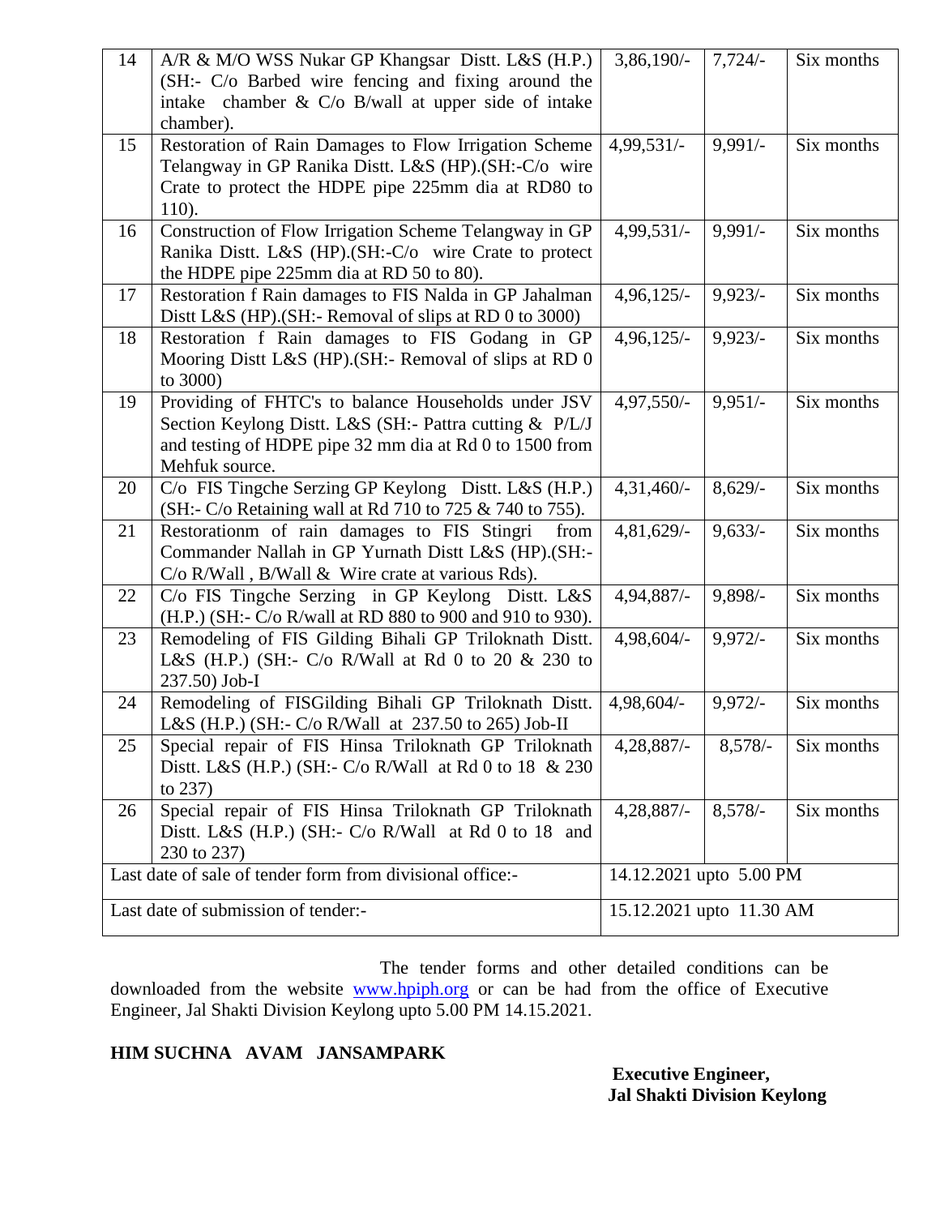| | | | | |
|---|---|---|---|---|
| 14 | A/R & M/O WSS Nukar GP Khangsar Distt. L&S (H.P.) (SH:- C/o Barbed wire fencing and fixing around the intake chamber & C/o B/wall at upper side of intake chamber). | 3,86,190/- | 7,724/- | Six months |
| 15 | Restoration of Rain Damages to Flow Irrigation Scheme Telangway in GP Ranika Distt. L&S (HP).(SH:-C/o wire Crate to protect the HDPE pipe 225mm dia at RD80 to 110). | 4,99,531/- | 9,991/- | Six months |
| 16 | Construction of Flow Irrigation Scheme Telangway in GP Ranika Distt. L&S (HP).(SH:-C/o wire Crate to protect the HDPE pipe 225mm dia at RD 50 to 80). | 4,99,531/- | 9,991/- | Six months |
| 17 | Restoration f Rain damages to FIS Nalda in GP Jahalman Distt L&S (HP).(SH:- Removal of slips at RD 0 to 3000) | 4,96,125/- | 9,923/- | Six months |
| 18 | Restoration f Rain damages to FIS Godang in GP Mooring Distt L&S (HP).(SH:- Removal of slips at RD 0 to 3000) | 4,96,125/- | 9,923/- | Six months |
| 19 | Providing of FHTC's to balance Households under JSV Section Keylong Distt. L&S (SH:- Pattra cutting & P/L/J and testing of HDPE pipe 32 mm dia at Rd 0 to 1500 from Mehfuk source. | 4,97,550/- | 9,951/- | Six months |
| 20 | C/o FIS Tingche Serzing GP Keylong Distt. L&S (H.P.) (SH:- C/o Retaining wall at Rd 710 to 725 & 740 to 755). | 4,31,460/- | 8,629/- | Six months |
| 21 | Restorationm of rain damages to FIS Stingri from Commander Nallah in GP Yurnath Distt L&S (HP).(SH:- C/o R/Wall , B/Wall & Wire crate at various Rds). | 4,81,629/- | 9,633/- | Six months |
| 22 | C/o FIS Tingche Serzing in GP Keylong Distt. L&S (H.P.) (SH:- C/o R/wall at RD 880 to 900 and 910 to 930). | 4,94,887/- | 9,898/- | Six months |
| 23 | Remodeling of FIS Gilding Bihali GP Triloknath Distt. L&S (H.P.) (SH:- C/o R/Wall at Rd 0 to 20 & 230 to 237.50) Job-I | 4,98,604/- | 9,972/- | Six months |
| 24 | Remodeling of FISGilding Bihali GP Triloknath Distt. L&S (H.P.) (SH:- C/o R/Wall at 237.50 to 265) Job-II | 4,98,604/- | 9,972/- | Six months |
| 25 | Special repair of FIS Hinsa Triloknath GP Triloknath Distt. L&S (H.P.) (SH:- C/o R/Wall at Rd 0 to 18 & 230 to 237) | 4,28,887/- | 8,578/- | Six months |
| 26 | Special repair of FIS Hinsa Triloknath GP Triloknath Distt. L&S (H.P.) (SH:- C/o R/Wall at Rd 0 to 18 and 230 to 237) | 4,28,887/- | 8,578/- | Six months |
| Last date of sale of tender form from divisional office:- | | 14.12.2021 upto 5.00 PM | | |
| Last date of submission of tender:- | | 15.12.2021 upto 11.30 AM | | |

The tender forms and other detailed conditions can be downloaded from the website www.hpiph.org or can be had from the office of Executive Engineer, Jal Shakti Division Keylong upto 5.00 PM 14.15.2021.

**HIM SUCHNA AVAM JANSAMPARK**

**Executive Engineer,**
**Jal Shakti Division Keylong**